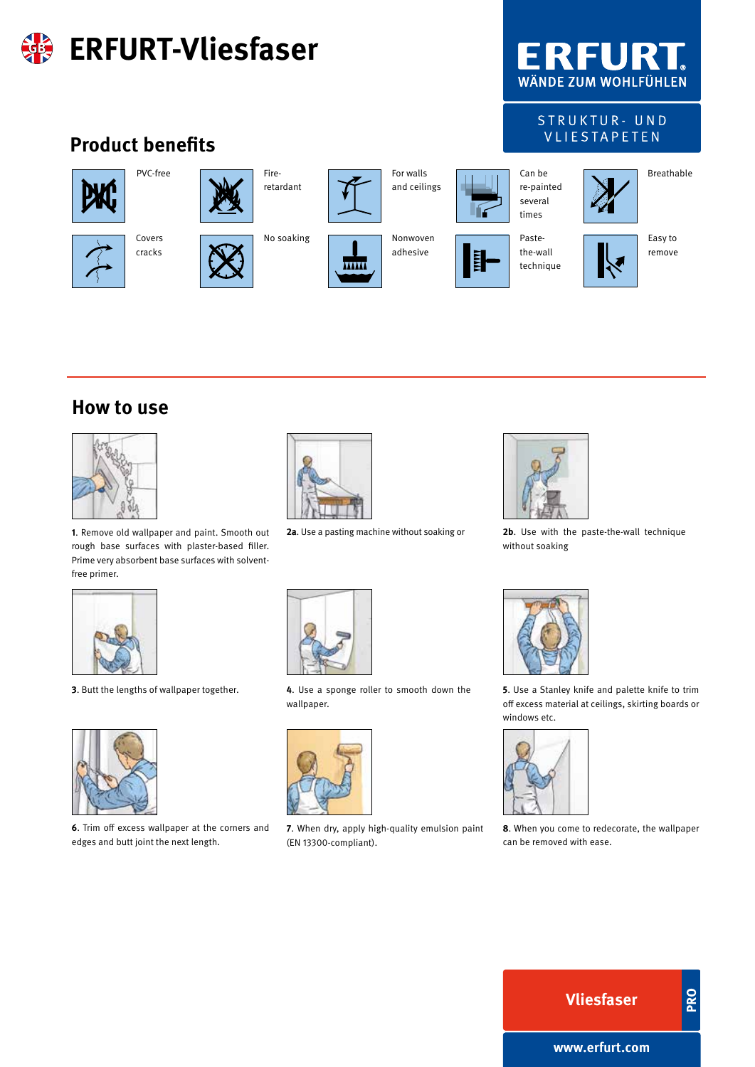# ERFURT-Vliesfaser

ERFURT
WÄNDE ZUM WOHLFÜHLEN

STRUKTUR- UND VLIESTAPETEN

## Product benefits

- PVC-free
- Fire-retardant
- For walls and ceilings
- Can be re-painted several times
- Breathable
- Covers cracks
- No soaking
- Nonwoven adhesive
- Paste-the-wall technique
- Easy to remove

## How to use

**1**. Remove old wallpaper and paint. Smooth out rough base surfaces with plaster-based filler. Prime very absorbent base surfaces with solvent-free primer.

**2a**. Use a pasting machine without soaking or

**2b**. Use with the paste-the-wall technique without soaking

**3**. Butt the lengths of wallpaper together.

**4**. Use a sponge roller to smooth down the wallpaper.

**5**. Use a Stanley knife and palette knife to trim off excess material at ceilings, skirting boards or windows etc.

**6**. Trim off excess wallpaper at the corners and edges and butt joint the next length.

**7**. When dry, apply high-quality emulsion paint (EN 13300-compliant).

**8**. When you come to redecorate, the wallpaper can be removed with ease.

Vliesfaser PRO

www.erfurt.com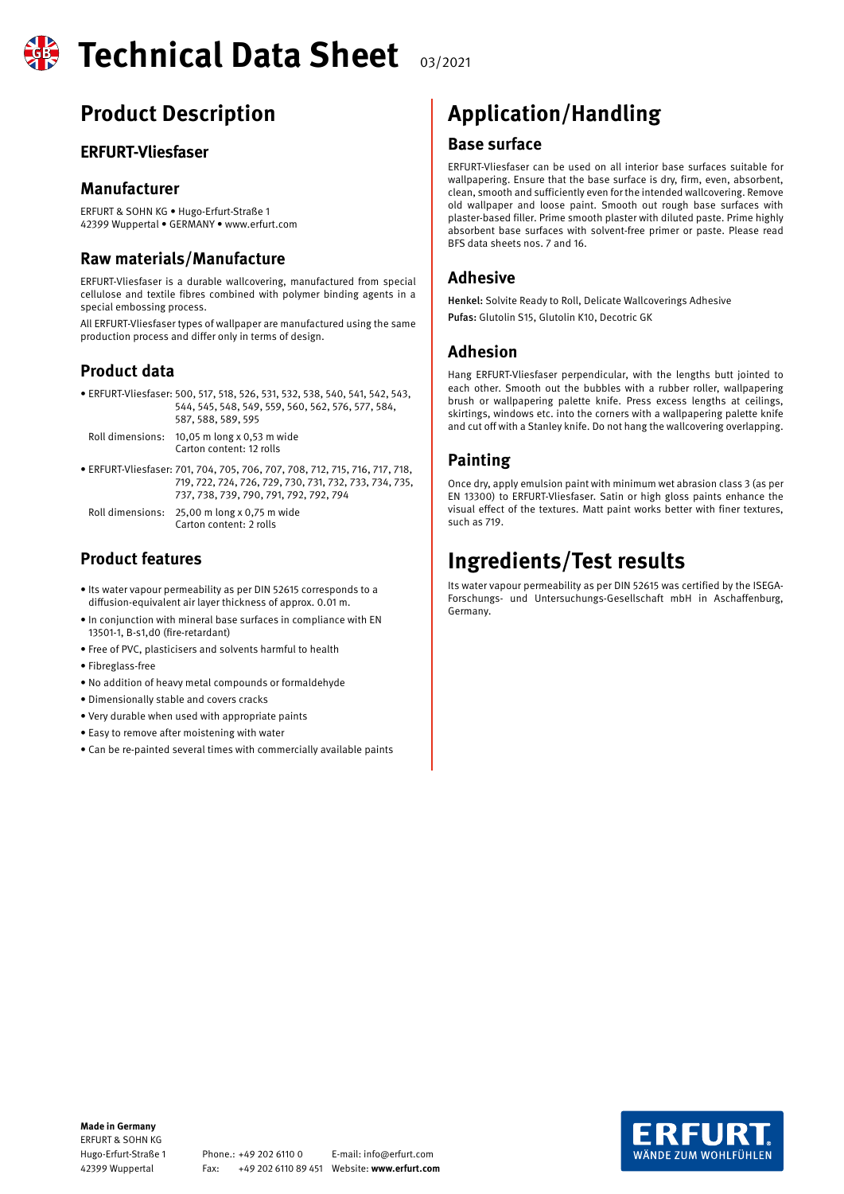# Technical Data Sheet

03/2021

## Product Description

### ERFURT-Vliesfaser

### Manufacturer

ERFURT & SOHN KG • Hugo-Erfurt-Straße 1
42399 Wuppertal • GERMANY • www.erfurt.com

### Raw materials/Manufacture

ERFURT-Vliesfaser is a durable wallcovering, manufactured from special cellulose and textile fibres combined with polymer binding agents in a special embossing process.

All ERFURT-Vliesfaser types of wallpaper are manufactured using the same production process and differ only in terms of design.

### Product data

- ERFURT-Vliesfaser: 500, 517, 518, 526, 531, 532, 538, 540, 541, 542, 543, 544, 545, 548, 549, 559, 560, 562, 576, 577, 584, 587, 588, 589, 595

  Roll dimensions: 10,05 m long x 0,53 m wide
  Carton content: 12 rolls

- ERFURT-Vliesfaser: 701, 704, 705, 706, 707, 708, 712, 715, 716, 717, 718, 719, 722, 724, 726, 729, 730, 731, 732, 733, 734, 735, 737, 738, 739, 790, 791, 792, 792, 794

  Roll dimensions: 25,00 m long x 0,75 m wide
  Carton content: 2 rolls

### Product features

- Its water vapour permeability as per DIN 52615 corresponds to a diffusion-equivalent air layer thickness of approx. 0.01 m.
- In conjunction with mineral base surfaces in compliance with EN 13501-1, B-s1,d0 (fire-retardant)
- Free of PVC, plasticisers and solvents harmful to health
- Fibreglass-free
- No addition of heavy metal compounds or formaldehyde
- Dimensionally stable and covers cracks
- Very durable when used with appropriate paints
- Easy to remove after moistening with water
- Can be re-painted several times with commercially available paints

## Application/Handling

### Base surface

ERFURT-Vliesfaser can be used on all interior base surfaces suitable for wallpapering. Ensure that the base surface is dry, firm, even, absorbent, clean, smooth and sufficiently even for the intended wallcovering. Remove old wallpaper and loose paint. Smooth out rough base surfaces with plaster-based filler. Prime smooth plaster with diluted paste. Prime highly absorbent base surfaces with solvent-free primer or paste. Please read BFS data sheets nos. 7 and 16.

### Adhesive

**Henkel:** Solvite Ready to Roll, Delicate Wallcoverings Adhesive

**Pufas:** Glutolin S15, Glutolin K10, Decotric GK

### Adhesion

Hang ERFURT-Vliesfaser perpendicular, with the lengths butt jointed to each other. Smooth out the bubbles with a rubber roller, wallpapering brush or wallpapering palette knife. Press excess lengths at ceilings, skirtings, windows etc. into the corners with a wallpapering palette knife and cut off with a Stanley knife. Do not hang the wallcovering overlapping.

### Painting

Once dry, apply emulsion paint with minimum wet abrasion class 3 (as per EN 13300) to ERFURT-Vliesfaser. Satin or high gloss paints enhance the visual effect of the textures. Matt paint works better with finer textures, such as 719.

## Ingredients/Test results

Its water vapour permeability as per DIN 52615 was certified by the ISEGA-Forschungs- und Untersuchungs-Gesellschaft mbH in Aschaffenburg, Germany.

**Made in Germany**
ERFURT & SOHN KG
Hugo-Erfurt-Straße 1
42399 Wuppertal

Phone.: +49 202 6110 0
Fax: +49 202 6110 89 451

E-mail: info@erfurt.com
Website: **www.erfurt.com**

ERFURT
WÄNDE ZUM WOHLFÜHLEN